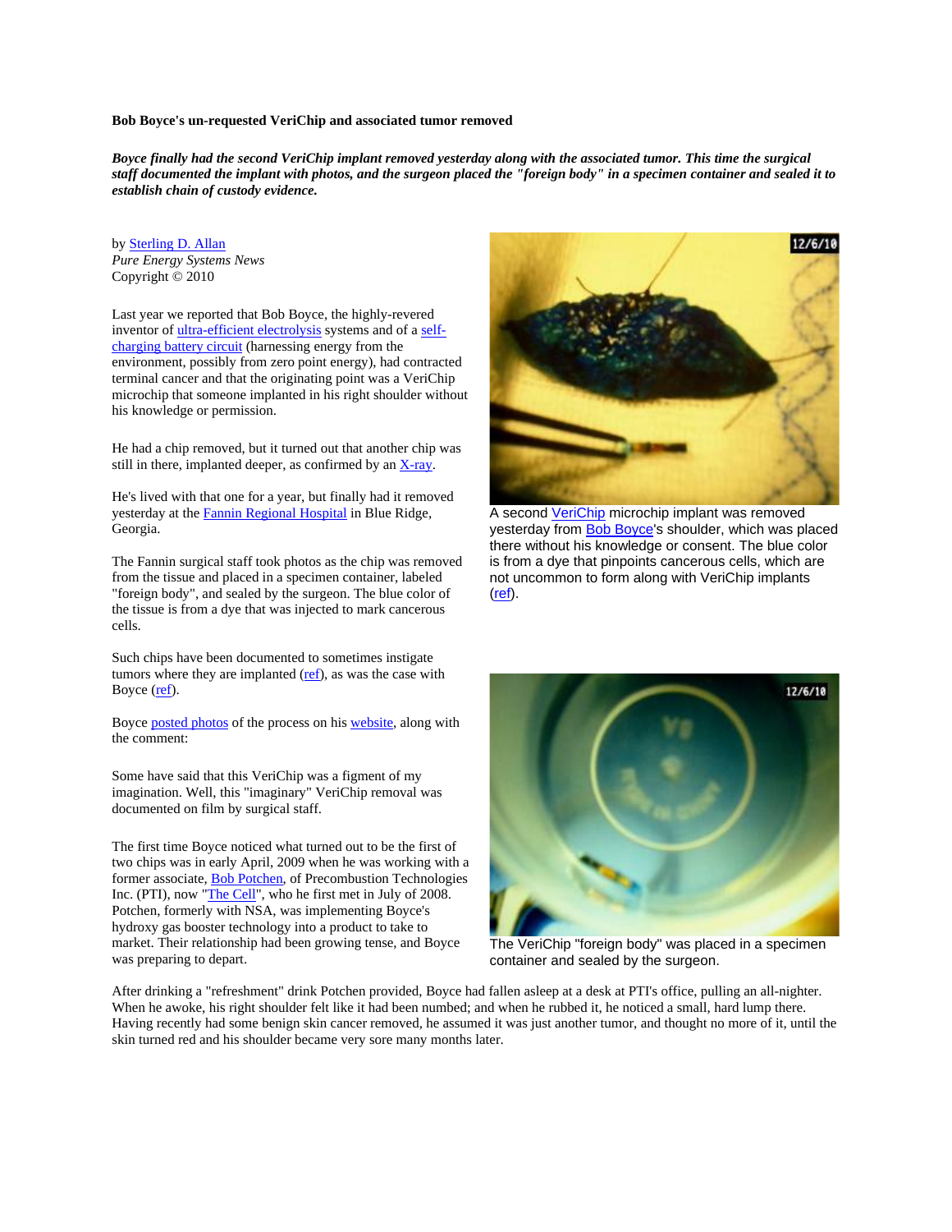**Bob Boyce's un-requested VeriChip and associated tumor removed**

***Boyce finally had the second VeriChip implant removed yesterday along with the associated tumor. This time the surgical staff documented the implant with photos, and the surgeon placed the "foreign body" in a specimen container and sealed it to establish chain of custody evidence.***

by Sterling D. Allan
*Pure Energy Systems News*
Copyright © 2010

Last year we reported that Bob Boyce, the highly-revered inventor of ultra-efficient electrolysis systems and of a self-charging battery circuit (harnessing energy from the environment, possibly from zero point energy), had contracted terminal cancer and that the originating point was a VeriChip microchip that someone implanted in his right shoulder without his knowledge or permission.

He had a chip removed, but it turned out that another chip was still in there, implanted deeper, as confirmed by an X-ray.

He's lived with that one for a year, but finally had it removed yesterday at the Fannin Regional Hospital in Blue Ridge, Georgia.

The Fannin surgical staff took photos as the chip was removed from the tissue and placed in a specimen container, labeled "foreign body", and sealed by the surgeon. The blue color of the tissue is from a dye that was injected to mark cancerous cells.

A second VeriChip microchip implant was removed yesterday from Bob Boyce's shoulder, which was placed there without his knowledge or consent. The blue color is from a dye that pinpoints cancerous cells, which are not uncommon to form along with VeriChip implants (ref).

Such chips have been documented to sometimes instigate tumors where they are implanted (ref), as was the case with Boyce (ref).

Boyce posted photos of the process on his website, along with the comment:

Some have said that this VeriChip was a figment of my imagination. Well, this "imaginary" VeriChip removal was documented on film by surgical staff.

The VeriChip "foreign body" was placed in a specimen container and sealed by the surgeon.

The first time Boyce noticed what turned out to be the first of two chips was in early April, 2009 when he was working with a former associate, Bob Potchen, of Precombustion Technologies Inc. (PTI), now "The Cell", who he first met in July of 2008. Potchen, formerly with NSA, was implementing Boyce's hydroxy gas booster technology into a product to take to market. Their relationship had been growing tense, and Boyce was preparing to depart.

After drinking a "refreshment" drink Potchen provided, Boyce had fallen asleep at a desk at PTI's office, pulling an all-nighter. When he awoke, his right shoulder felt like it had been numbed; and when he rubbed it, he noticed a small, hard lump there. Having recently had some benign skin cancer removed, he assumed it was just another tumor, and thought no more of it, until the skin turned red and his shoulder became very sore many months later.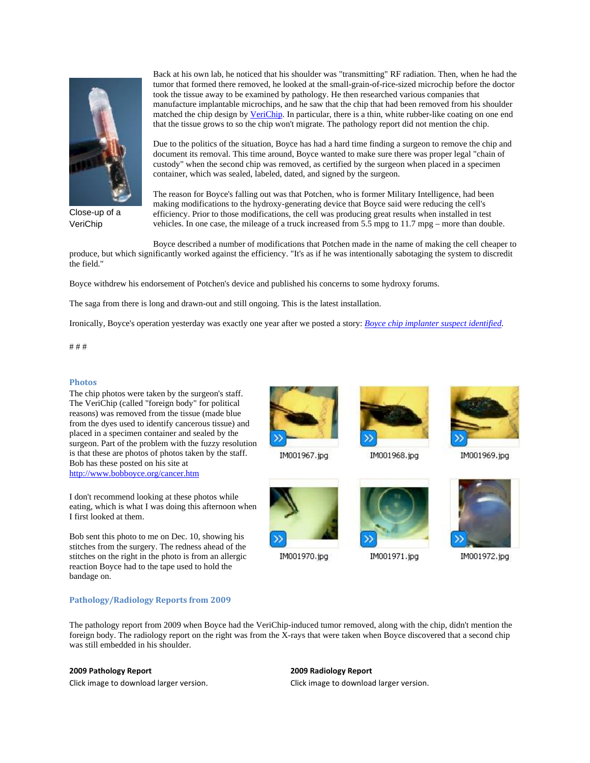Close-up of a VeriChip

Back at his own lab, he noticed that his shoulder was "transmitting" RF radiation. Then, when he had the tumor that formed there removed, he looked at the small-grain-of-rice-sized microchip before the doctor took the tissue away to be examined by pathology. He then researched various companies that manufacture implantable microchips, and he saw that the chip that had been removed from his shoulder matched the chip design by VeriChip. In particular, there is a thin, white rubber-like coating on one end that the tissue grows to so the chip won't migrate. The pathology report did not mention the chip.

Due to the politics of the situation, Boyce has had a hard time finding a surgeon to remove the chip and document its removal. This time around, Boyce wanted to make sure there was proper legal "chain of custody" when the second chip was removed, as certified by the surgeon when placed in a specimen container, which was sealed, labeled, dated, and signed by the surgeon.

The reason for Boyce's falling out was that Potchen, who is former Military Intelligence, had been making modifications to the hydroxy-generating device that Boyce said were reducing the cell's efficiency. Prior to those modifications, the cell was producing great results when installed in test vehicles. In one case, the mileage of a truck increased from 5.5 mpg to 11.7 mpg – more than double.

Boyce described a number of modifications that Potchen made in the name of making the cell cheaper to produce, but which significantly worked against the efficiency. "It's as if he was intentionally sabotaging the system to discredit the field."

Boyce withdrew his endorsement of Potchen's device and published his concerns to some hydroxy forums.

The saga from there is long and drawn-out and still ongoing. This is the latest installation.

Ironically, Boyce's operation yesterday was exactly one year after we posted a story: *Boyce chip implanter suspect identified*.

# # #

## Photos

The chip photos were taken by the surgeon's staff. The VeriChip (called "foreign body" for political reasons) was removed from the tissue (made blue from the dyes used to identify cancerous tissue) and placed in a specimen container and sealed by the surgeon. Part of the problem with the fuzzy resolution is that these are photos of photos taken by the staff. Bob has these posted on his site at http://www.bobboyce.org/cancer.htm

I don't recommend looking at these photos while eating, which is what I was doing this afternoon when I first looked at them.

Bob sent this photo to me on Dec. 10, showing his stitches from the surgery. The redness ahead of the stitches on the right in the photo is from an allergic reaction Boyce had to the tape used to hold the bandage on.

IM001967.jpg IM001968.jpg IM001969.jpg

IM001970.jpg IM001971.jpg IM001972.jpg

## Pathology/Radiology Reports from 2009

The pathology report from 2009 when Boyce had the VeriChip-induced tumor removed, along with the chip, didn't mention the foreign body. The radiology report on the right was from the X-rays that were taken when Boyce discovered that a second chip was still embedded in his shoulder.

**2009 Pathology Report**
Click image to download larger version.

**2009 Radiology Report**
Click image to download larger version.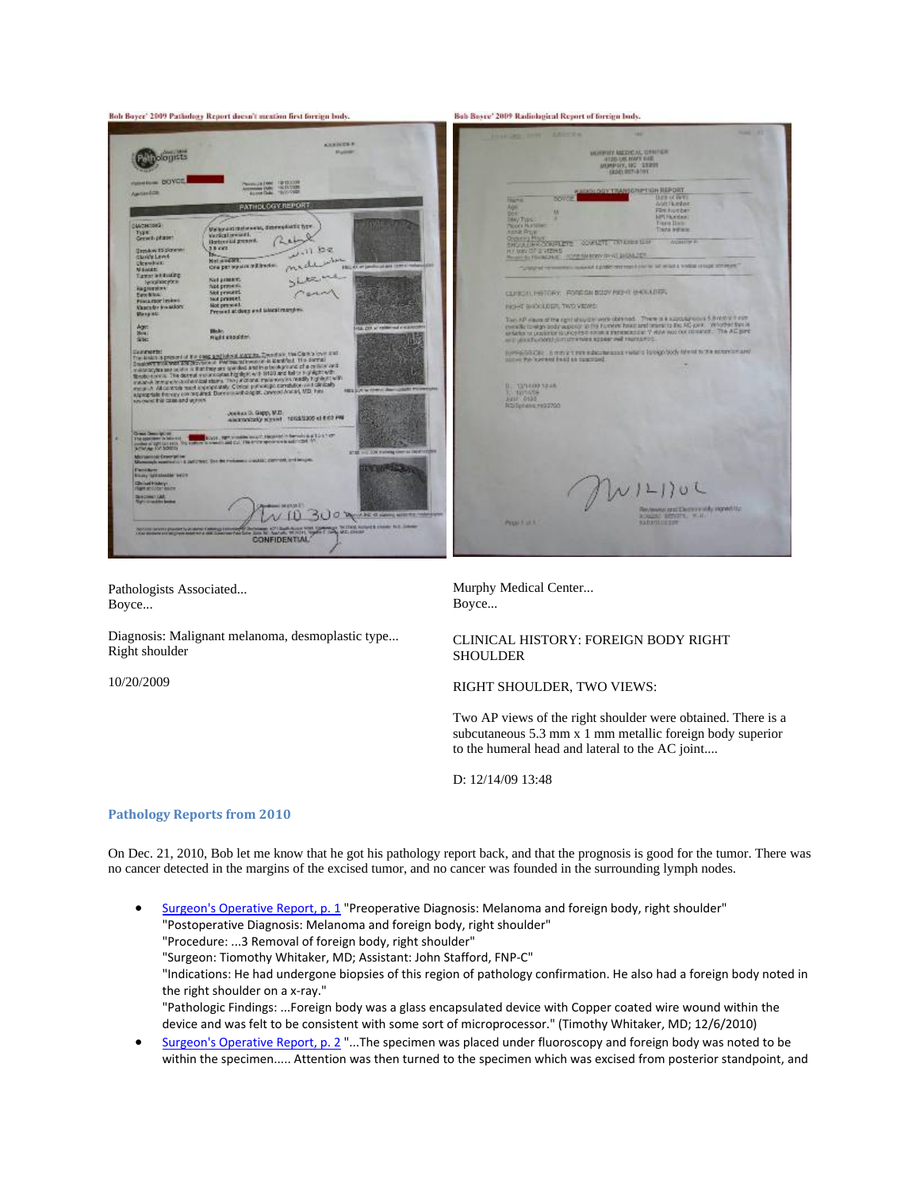Bob Boyce' 2009 Pathology Report doesn't mention first foreign body.

Pathologists Associated...
Boyce...

Diagnosis: Malignant melanoma, desmoplastic type...
Right shoulder

10/20/2009

Bob Boyce' 2009 Radiological Report of foreign body.

Murphy Medical Center...
Boyce...

CLINICAL HISTORY: FOREIGN BODY RIGHT SHOULDER

RIGHT SHOULDER, TWO VIEWS:

Two AP views of the right shoulder were obtained. There is a subcutaneous 5.3 mm x 1 mm metallic foreign body superior to the humeral head and lateral to the AC joint....

D: 12/14/09 13:48

## Pathology Reports from 2010

On Dec. 21, 2010, Bob let me know that he got his pathology report back, and that the prognosis is good for the tumor. There was no cancer detected in the margins of the excised tumor, and no cancer was founded in the surrounding lymph nodes.

- Surgeon's Operative Report, p. 1 "Preoperative Diagnosis: Melanoma and foreign body, right shoulder"
  "Postoperative Diagnosis: Melanoma and foreign body, right shoulder"
  "Procedure: ...3 Removal of foreign body, right shoulder"
  "Surgeon: Tiomothy Whitaker, MD; Assistant: John Stafford, FNP-C"
  "Indications: He had undergone biopsies of this region of pathology confirmation. He also had a foreign body noted in the right shoulder on a x-ray."
  "Pathologic Findings: ...Foreign body was a glass encapsulated device with Copper coated wire wound within the device and was felt to be consistent with some sort of microprocessor." (Timothy Whitaker, MD; 12/6/2010)
- Surgeon's Operative Report, p. 2 "...The specimen was placed under fluoroscopy and foreign body was noted to be within the specimen..... Attention was then turned to the specimen which was excised from posterior standpoint, and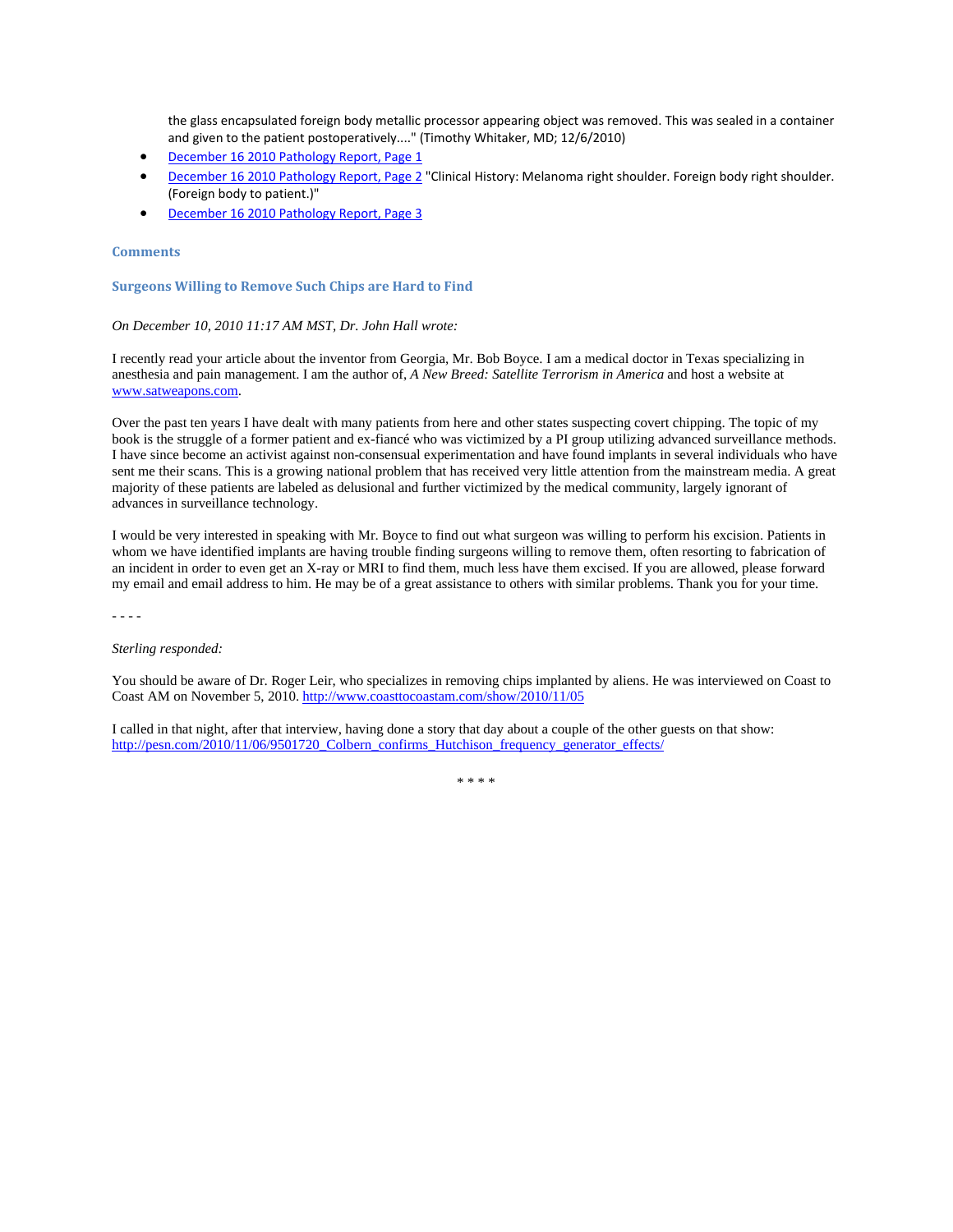the glass encapsulated foreign body metallic processor appearing object was removed. This was sealed in a container and given to the patient postoperatively...." (Timothy Whitaker, MD; 12/6/2010)

- [December 16 2010 Pathology Report, Page 1]
- [December 16 2010 Pathology Report, Page 2] "Clinical History: Melanoma right shoulder. Foreign body right shoulder. (Foreign body to patient.)"
- [December 16 2010 Pathology Report, Page 3]

### Comments

### Surgeons Willing to Remove Such Chips are Hard to Find

*On December 10, 2010 11:17 AM MST, Dr. John Hall wrote:*

I recently read your article about the inventor from Georgia, Mr. Bob Boyce. I am a medical doctor in Texas specializing in anesthesia and pain management. I am the author of, *A New Breed: Satellite Terrorism in America* and host a website at www.satweapons.com.

Over the past ten years I have dealt with many patients from here and other states suspecting covert chipping. The topic of my book is the struggle of a former patient and ex-fiancé who was victimized by a PI group utilizing advanced surveillance methods. I have since become an activist against non-consensual experimentation and have found implants in several individuals who have sent me their scans. This is a growing national problem that has received very little attention from the mainstream media. A great majority of these patients are labeled as delusional and further victimized by the medical community, largely ignorant of advances in surveillance technology.

I would be very interested in speaking with Mr. Boyce to find out what surgeon was willing to perform his excision. Patients in whom we have identified implants are having trouble finding surgeons willing to remove them, often resorting to fabrication of an incident in order to even get an X-ray or MRI to find them, much less have them excised. If you are allowed, please forward my email and email address to him. He may be of a great assistance to others with similar problems. Thank you for your time.

- - - -

*Sterling responded:*

You should be aware of Dr. Roger Leir, who specializes in removing chips implanted by aliens. He was interviewed on Coast to Coast AM on November 5, 2010. http://www.coasttocoastam.com/show/2010/11/05

I called in that night, after that interview, having done a story that day about a couple of the other guests on that show: http://pesn.com/2010/11/06/9501720_Colbern_confirms_Hutchison_frequency_generator_effects/

* * * *